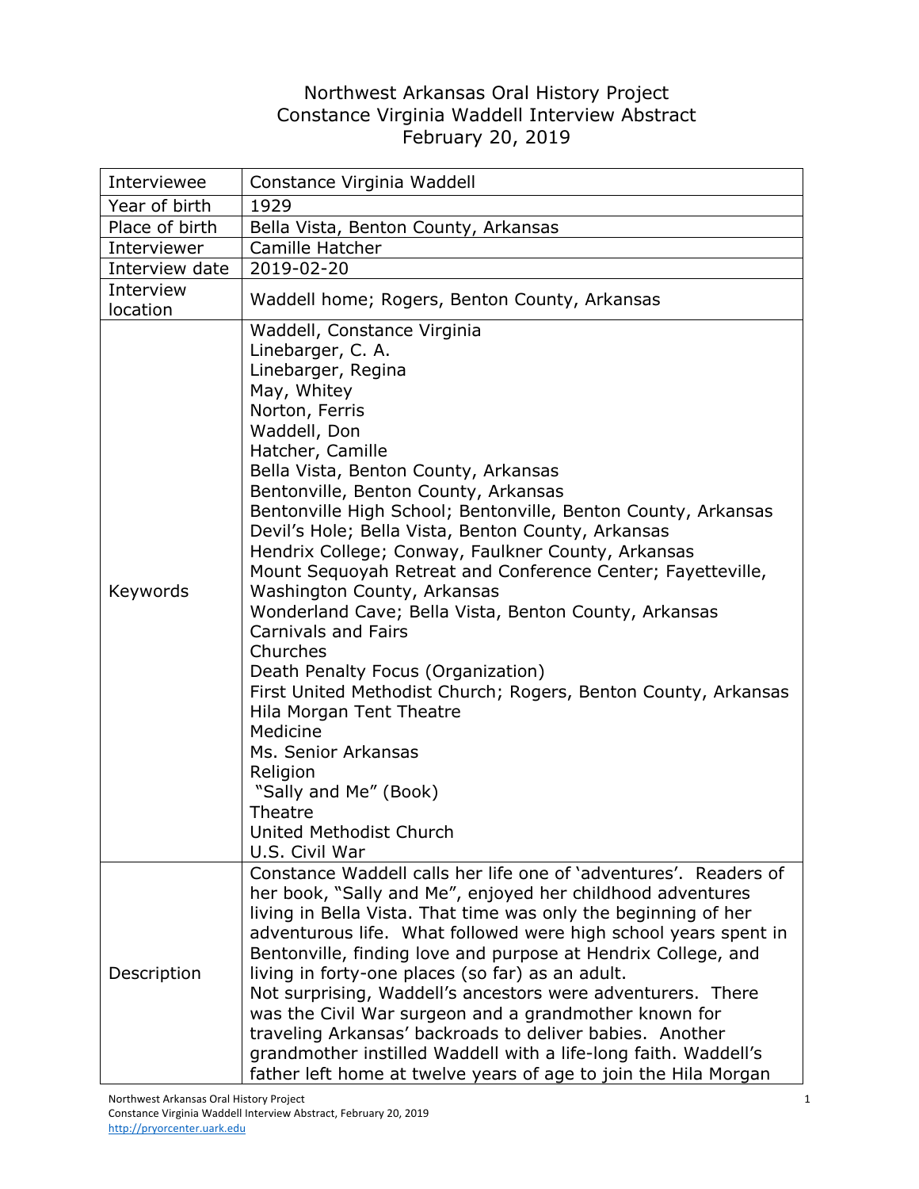# Northwest Arkansas Oral History Project
## Constance Virginia Waddell Interview Abstract
### February 20, 2019

| | |
|---|---|
| Interviewee | Constance Virginia Waddell |
| Year of birth | 1929 |
| Place of birth | Bella Vista, Benton County, Arkansas |
| Interviewer | Camille Hatcher |
| Interview date | 2019-02-20 |
| Interview location | Waddell home; Rogers, Benton County, Arkansas |
| Keywords | Waddell, Constance Virginia<br>Linebarger, C. A.<br>Linebarger, Regina<br>May, Whitey<br>Norton, Ferris<br>Waddell, Don<br>Hatcher, Camille<br>Bella Vista, Benton County, Arkansas<br>Bentonville, Benton County, Arkansas<br>Bentonville High School; Bentonville, Benton County, Arkansas<br>Devil's Hole; Bella Vista, Benton County, Arkansas<br>Hendrix College; Conway, Faulkner County, Arkansas<br>Mount Sequoyah Retreat and Conference Center; Fayetteville, Washington County, Arkansas<br>Wonderland Cave; Bella Vista, Benton County, Arkansas<br>Carnivals and Fairs<br>Churches<br>Death Penalty Focus (Organization)<br>First United Methodist Church; Rogers, Benton County, Arkansas<br>Hila Morgan Tent Theatre<br>Medicine<br>Ms. Senior Arkansas<br>Religion<br>"Sally and Me" (Book)<br>Theatre<br>United Methodist Church<br>U.S. Civil War |
| Description | Constance Waddell calls her life one of 'adventures'. Readers of her book, "Sally and Me", enjoyed her childhood adventures living in Bella Vista. That time was only the beginning of her adventurous life. What followed were high school years spent in Bentonville, finding love and purpose at Hendrix College, and living in forty-one places (so far) as an adult.<br>Not surprising, Waddell's ancestors were adventurers. There was the Civil War surgeon and a grandmother known for traveling Arkansas' backroads to deliver babies. Another grandmother instilled Waddell with a life-long faith. Waddell's father left home at twelve years of age to join the Hila Morgan |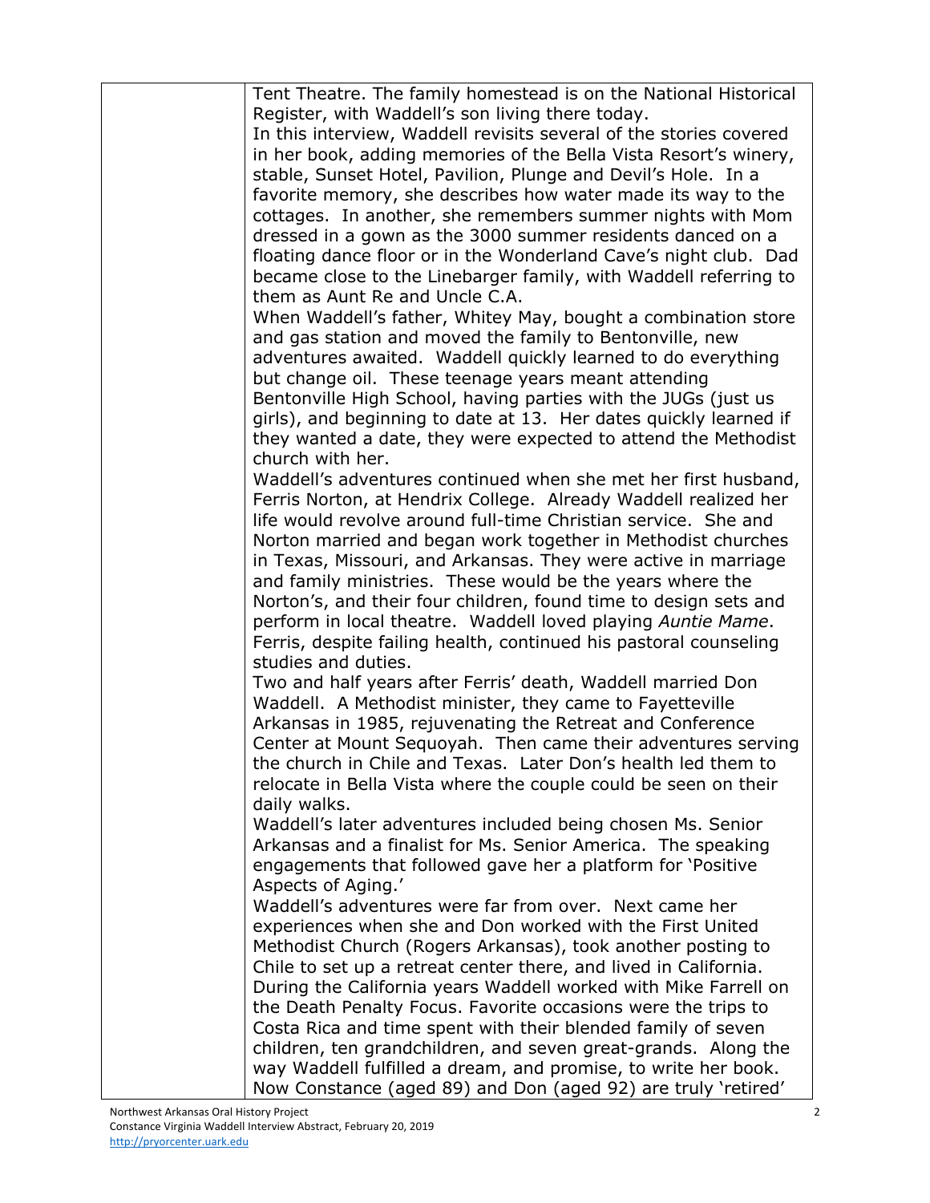Tent Theatre. The family homestead is on the National Historical Register, with Waddell's son living there today.

In this interview, Waddell revisits several of the stories covered in her book, adding memories of the Bella Vista Resort's winery, stable, Sunset Hotel, Pavilion, Plunge and Devil's Hole. In a favorite memory, she describes how water made its way to the cottages. In another, she remembers summer nights with Mom dressed in a gown as the 3000 summer residents danced on a floating dance floor or in the Wonderland Cave's night club. Dad became close to the Linebarger family, with Waddell referring to them as Aunt Re and Uncle C.A.

When Waddell's father, Whitey May, bought a combination store and gas station and moved the family to Bentonville, new adventures awaited. Waddell quickly learned to do everything but change oil. These teenage years meant attending Bentonville High School, having parties with the JUGs (just us girls), and beginning to date at 13. Her dates quickly learned if they wanted a date, they were expected to attend the Methodist church with her.

Waddell's adventures continued when she met her first husband, Ferris Norton, at Hendrix College. Already Waddell realized her life would revolve around full-time Christian service. She and Norton married and began work together in Methodist churches in Texas, Missouri, and Arkansas. They were active in marriage and family ministries. These would be the years where the Norton's, and their four children, found time to design sets and perform in local theatre. Waddell loved playing *Auntie Mame*. Ferris, despite failing health, continued his pastoral counseling studies and duties.

Two and half years after Ferris' death, Waddell married Don Waddell. A Methodist minister, they came to Fayetteville Arkansas in 1985, rejuvenating the Retreat and Conference Center at Mount Sequoyah. Then came their adventures serving the church in Chile and Texas. Later Don's health led them to relocate in Bella Vista where the couple could be seen on their daily walks.

Waddell's later adventures included being chosen Ms. Senior Arkansas and a finalist for Ms. Senior America. The speaking engagements that followed gave her a platform for 'Positive Aspects of Aging.'

Waddell's adventures were far from over. Next came her experiences when she and Don worked with the First United Methodist Church (Rogers Arkansas), took another posting to Chile to set up a retreat center there, and lived in California. During the California years Waddell worked with Mike Farrell on the Death Penalty Focus. Favorite occasions were the trips to Costa Rica and time spent with their blended family of seven children, ten grandchildren, and seven great-grands. Along the way Waddell fulfilled a dream, and promise, to write her book. Now Constance (aged 89) and Don (aged 92) are truly 'retired'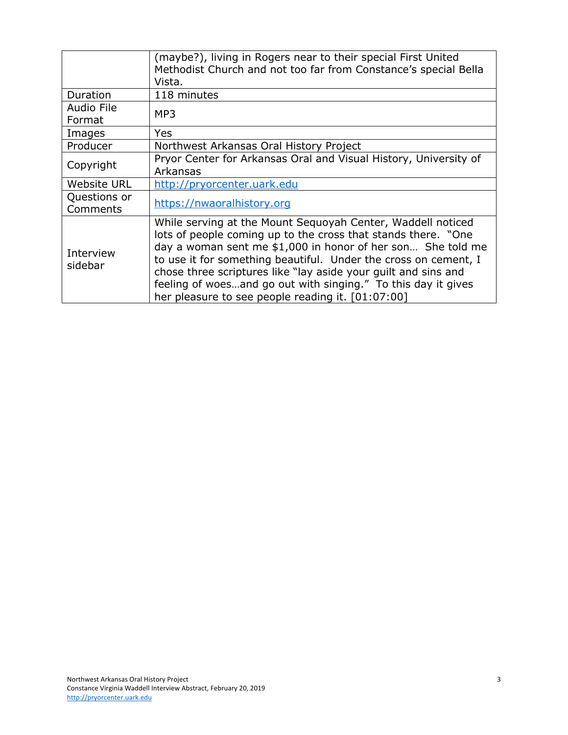| | |
|---|---|
| | (maybe?), living in Rogers near to their special First United Methodist Church and not too far from Constance's special Bella Vista. |
| Duration | 118 minutes |
| Audio File Format | MP3 |
| Images | Yes |
| Producer | Northwest Arkansas Oral History Project |
| Copyright | Pryor Center for Arkansas Oral and Visual History, University of Arkansas |
| Website URL | http://pryorcenter.uark.edu |
| Questions or Comments | https://nwaoralhistory.org |
| Interview sidebar | While serving at the Mount Sequoyah Center, Waddell noticed lots of people coming up to the cross that stands there. "One day a woman sent me $1,000 in honor of her son… She told me to use it for something beautiful. Under the cross on cement, I chose three scriptures like "lay aside your guilt and sins and feeling of woes…and go out with singing." To this day it gives her pleasure to see people reading it. [01:07:00] |